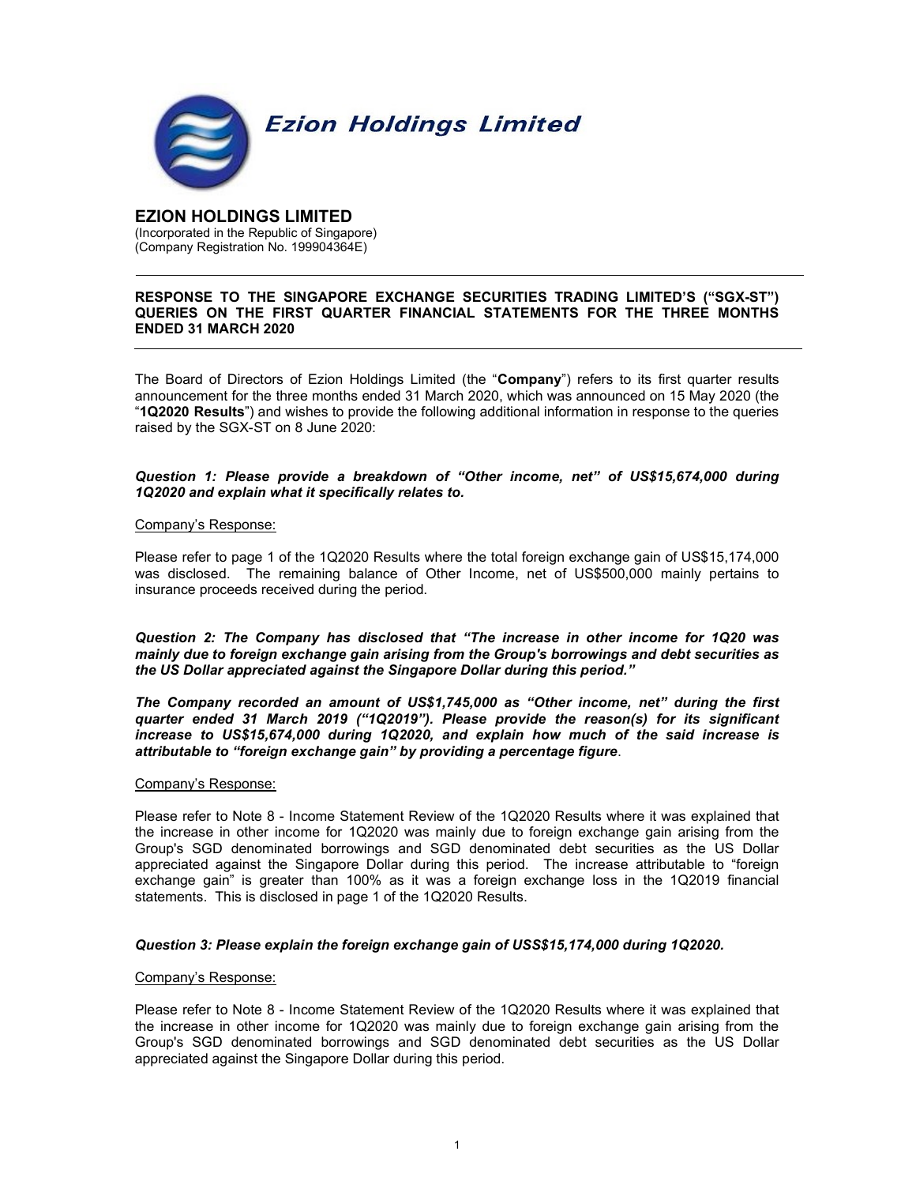# Ezion Holdings Limited

**EZION HOLDINGS LIMITED**
(Incorporated in the Republic of Singapore)
(Company Registration No. 199904364E)

---

**RESPONSE TO THE SINGAPORE EXCHANGE SECURITIES TRADING LIMITED'S ("SGX-ST") QUERIES ON THE FIRST QUARTER FINANCIAL STATEMENTS FOR THE THREE MONTHS ENDED 31 MARCH 2020**

---

The Board of Directors of Ezion Holdings Limited (the "**Company**") refers to its first quarter results announcement for the three months ended 31 March 2020, which was announced on 15 May 2020 (the "**1Q2020 Results**") and wishes to provide the following additional information in response to the queries raised by the SGX-ST on 8 June 2020:

***Question 1: Please provide a breakdown of "Other income, net" of US$15,674,000 during 1Q2020 and explain what it specifically relates to.***

Company's Response:

Please refer to page 1 of the 1Q2020 Results where the total foreign exchange gain of US$15,174,000 was disclosed. The remaining balance of Other Income, net of US$500,000 mainly pertains to insurance proceeds received during the period.

***Question 2: The Company has disclosed that "The increase in other income for 1Q20 was mainly due to foreign exchange gain arising from the Group's borrowings and debt securities as the US Dollar appreciated against the Singapore Dollar during this period."***

***The Company recorded an amount of US$1,745,000 as "Other income, net" during the first quarter ended 31 March 2019 ("1Q2019"). Please provide the reason(s) for its significant increase to US$15,674,000 during 1Q2020, and explain how much of the said increase is attributable to "foreign exchange gain" by providing a percentage figure.***

Company's Response:

Please refer to Note 8 - Income Statement Review of the 1Q2020 Results where it was explained that the increase in other income for 1Q2020 was mainly due to foreign exchange gain arising from the Group's SGD denominated borrowings and SGD denominated debt securities as the US Dollar appreciated against the Singapore Dollar during this period. The increase attributable to "foreign exchange gain" is greater than 100% as it was a foreign exchange loss in the 1Q2019 financial statements. This is disclosed in page 1 of the 1Q2020 Results.

***Question 3: Please explain the foreign exchange gain of USS$15,174,000 during 1Q2020.***

Company's Response:

Please refer to Note 8 - Income Statement Review of the 1Q2020 Results where it was explained that the increase in other income for 1Q2020 was mainly due to foreign exchange gain arising from the Group's SGD denominated borrowings and SGD denominated debt securities as the US Dollar appreciated against the Singapore Dollar during this period.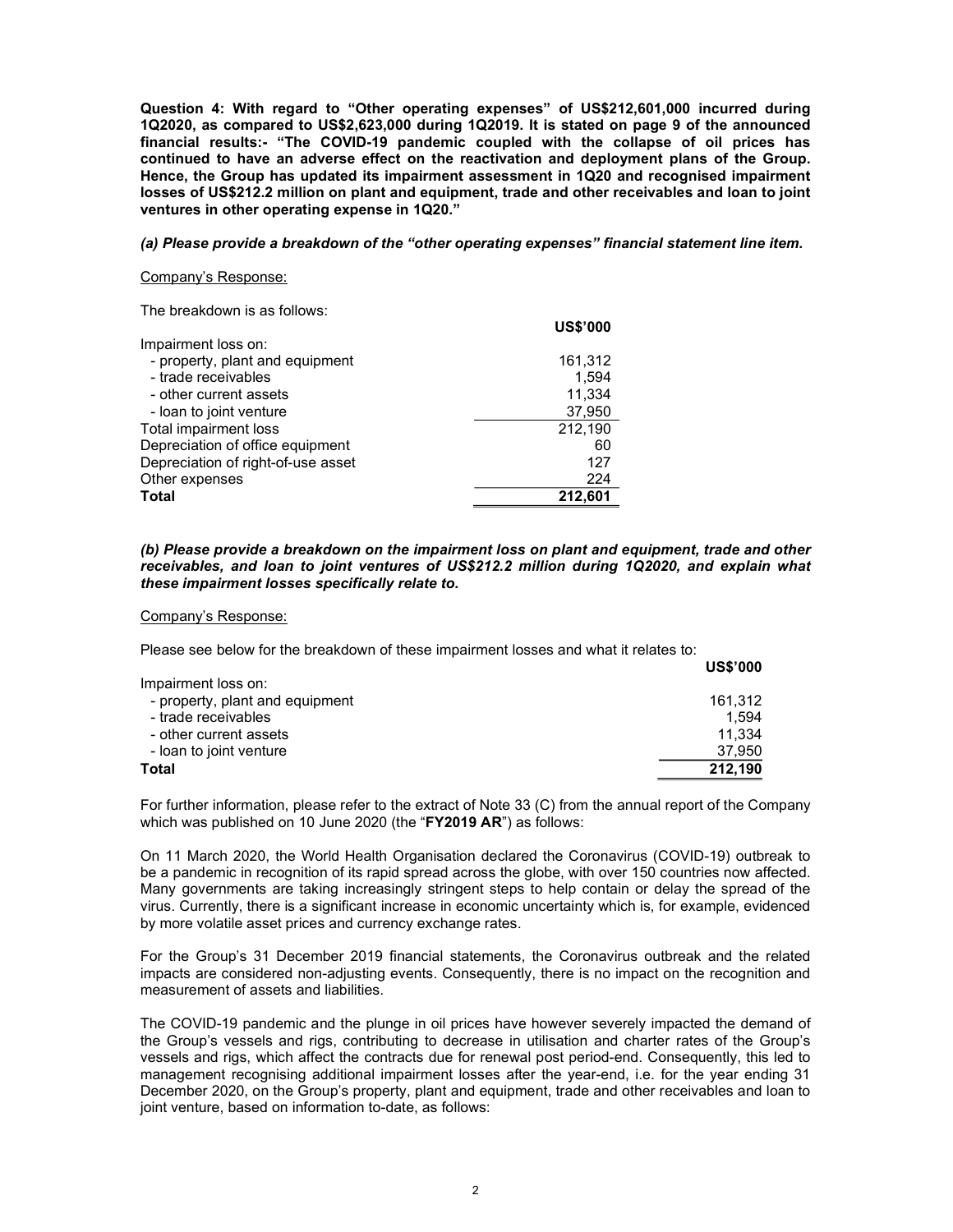**Question 4: With regard to "Other operating expenses" of US$212,601,000 incurred during 1Q2020, as compared to US$2,623,000 during 1Q2019. It is stated on page 9 of the announced financial results:- "The COVID-19 pandemic coupled with the collapse of oil prices has continued to have an adverse effect on the reactivation and deployment plans of the Group. Hence, the Group has updated its impairment assessment in 1Q20 and recognised impairment losses of US$212.2 million on plant and equipment, trade and other receivables and loan to joint ventures in other operating expense in 1Q20."**

***(a) Please provide a breakdown of the "other operating expenses" financial statement line item.***

Company's Response:

The breakdown is as follows:

| | US$'000 |
|---|---|
| Impairment loss on: | |
| - property, plant and equipment | 161,312 |
| - trade receivables | 1,594 |
| - other current assets | 11,334 |
| - loan to joint venture | 37,950 |
| Total impairment loss | 212,190 |
| Depreciation of office equipment | 60 |
| Depreciation of right-of-use asset | 127 |
| Other expenses | 224 |
| **Total** | **212,601** |

***(b) Please provide a breakdown on the impairment loss on plant and equipment, trade and other receivables, and loan to joint ventures of US$212.2 million during 1Q2020, and explain what these impairment losses specifically relate to.***

Company's Response:

Please see below for the breakdown of these impairment losses and what it relates to:

| | US$'000 |
|---|---|
| Impairment loss on: | |
| - property, plant and equipment | 161,312 |
| - trade receivables | 1,594 |
| - other current assets | 11,334 |
| - loan to joint venture | 37,950 |
| **Total** | **212,190** |

For further information, please refer to the extract of Note 33 (C) from the annual report of the Company which was published on 10 June 2020 (the "**FY2019 AR**") as follows:

On 11 March 2020, the World Health Organisation declared the Coronavirus (COVID-19) outbreak to be a pandemic in recognition of its rapid spread across the globe, with over 150 countries now affected. Many governments are taking increasingly stringent steps to help contain or delay the spread of the virus. Currently, there is a significant increase in economic uncertainty which is, for example, evidenced by more volatile asset prices and currency exchange rates.

For the Group's 31 December 2019 financial statements, the Coronavirus outbreak and the related impacts are considered non-adjusting events. Consequently, there is no impact on the recognition and measurement of assets and liabilities.

The COVID-19 pandemic and the plunge in oil prices have however severely impacted the demand of the Group's vessels and rigs, contributing to decrease in utilisation and charter rates of the Group's vessels and rigs, which affect the contracts due for renewal post period-end. Consequently, this led to management recognising additional impairment losses after the year-end, i.e. for the year ending 31 December 2020, on the Group's property, plant and equipment, trade and other receivables and loan to joint venture, based on information to-date, as follows: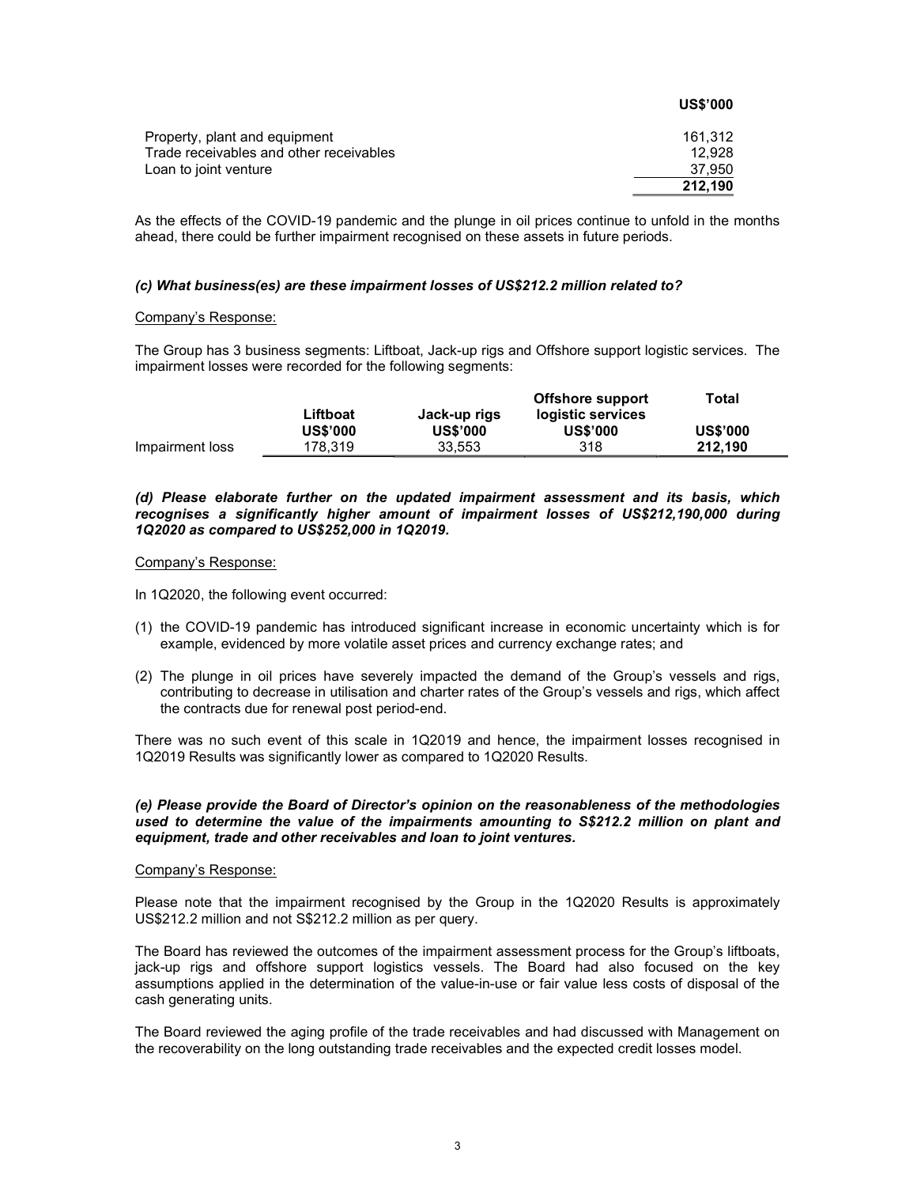| | US$'000 |
|---|---|
| Property, plant and equipment | 161,312 |
| Trade receivables and other receivables | 12,928 |
| Loan to joint venture | 37,950 |
| | **212,190** |

As the effects of the COVID-19 pandemic and the plunge in oil prices continue to unfold in the months ahead, there could be further impairment recognised on these assets in future periods.

***(c) What business(es) are these impairment losses of US$212.2 million related to?***

Company's Response:

The Group has 3 business segments: Liftboat, Jack-up rigs and Offshore support logistic services. The impairment losses were recorded for the following segments:

| | Liftboat US$'000 | Jack-up rigs US$'000 | Offshore support logistic services US$'000 | Total US$'000 |
|---|---|---|---|---|
| Impairment loss | 178,319 | 33,553 | 318 | **212,190** |

***(d) Please elaborate further on the updated impairment assessment and its basis, which recognises a significantly higher amount of impairment losses of US$212,190,000 during 1Q2020 as compared to US$252,000 in 1Q2019.***

Company's Response:

In 1Q2020, the following event occurred:

(1) the COVID-19 pandemic has introduced significant increase in economic uncertainty which is for example, evidenced by more volatile asset prices and currency exchange rates; and

(2) The plunge in oil prices have severely impacted the demand of the Group's vessels and rigs, contributing to decrease in utilisation and charter rates of the Group's vessels and rigs, which affect the contracts due for renewal post period-end.

There was no such event of this scale in 1Q2019 and hence, the impairment losses recognised in 1Q2019 Results was significantly lower as compared to 1Q2020 Results.

***(e) Please provide the Board of Director's opinion on the reasonableness of the methodologies used to determine the value of the impairments amounting to S$212.2 million on plant and equipment, trade and other receivables and loan to joint ventures.***

Company's Response:

Please note that the impairment recognised by the Group in the 1Q2020 Results is approximately US$212.2 million and not S$212.2 million as per query.

The Board has reviewed the outcomes of the impairment assessment process for the Group's liftboats, jack-up rigs and offshore support logistics vessels. The Board had also focused on the key assumptions applied in the determination of the value-in-use or fair value less costs of disposal of the cash generating units.

The Board reviewed the aging profile of the trade receivables and had discussed with Management on the recoverability on the long outstanding trade receivables and the expected credit losses model.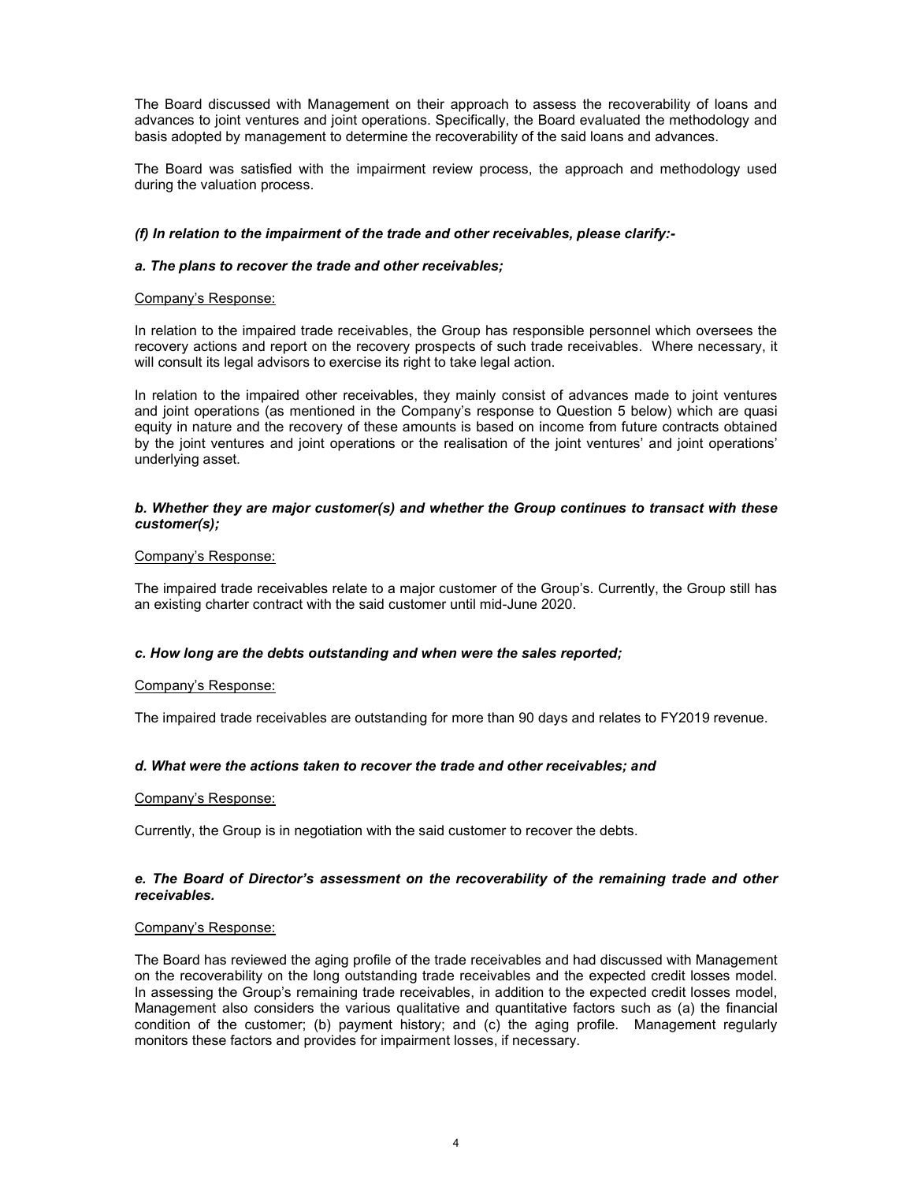The Board discussed with Management on their approach to assess the recoverability of loans and advances to joint ventures and joint operations. Specifically, the Board evaluated the methodology and basis adopted by management to determine the recoverability of the said loans and advances.

The Board was satisfied with the impairment review process, the approach and methodology used during the valuation process.

***(f) In relation to the impairment of the trade and other receivables, please clarify:-***

***a. The plans to recover the trade and other receivables;***

Company's Response:

In relation to the impaired trade receivables, the Group has responsible personnel which oversees the recovery actions and report on the recovery prospects of such trade receivables. Where necessary, it will consult its legal advisors to exercise its right to take legal action.

In relation to the impaired other receivables, they mainly consist of advances made to joint ventures and joint operations (as mentioned in the Company's response to Question 5 below) which are quasi equity in nature and the recovery of these amounts is based on income from future contracts obtained by the joint ventures and joint operations or the realisation of the joint ventures' and joint operations' underlying asset.

***b. Whether they are major customer(s) and whether the Group continues to transact with these customer(s);***

Company's Response:

The impaired trade receivables relate to a major customer of the Group's. Currently, the Group still has an existing charter contract with the said customer until mid-June 2020.

***c. How long are the debts outstanding and when were the sales reported;***

Company's Response:

The impaired trade receivables are outstanding for more than 90 days and relates to FY2019 revenue.

***d. What were the actions taken to recover the trade and other receivables; and***

Company's Response:

Currently, the Group is in negotiation with the said customer to recover the debts.

***e. The Board of Director's assessment on the recoverability of the remaining trade and other receivables.***

Company's Response:

The Board has reviewed the aging profile of the trade receivables and had discussed with Management on the recoverability on the long outstanding trade receivables and the expected credit losses model. In assessing the Group's remaining trade receivables, in addition to the expected credit losses model, Management also considers the various qualitative and quantitative factors such as (a) the financial condition of the customer; (b) payment history; and (c) the aging profile. Management regularly monitors these factors and provides for impairment losses, if necessary.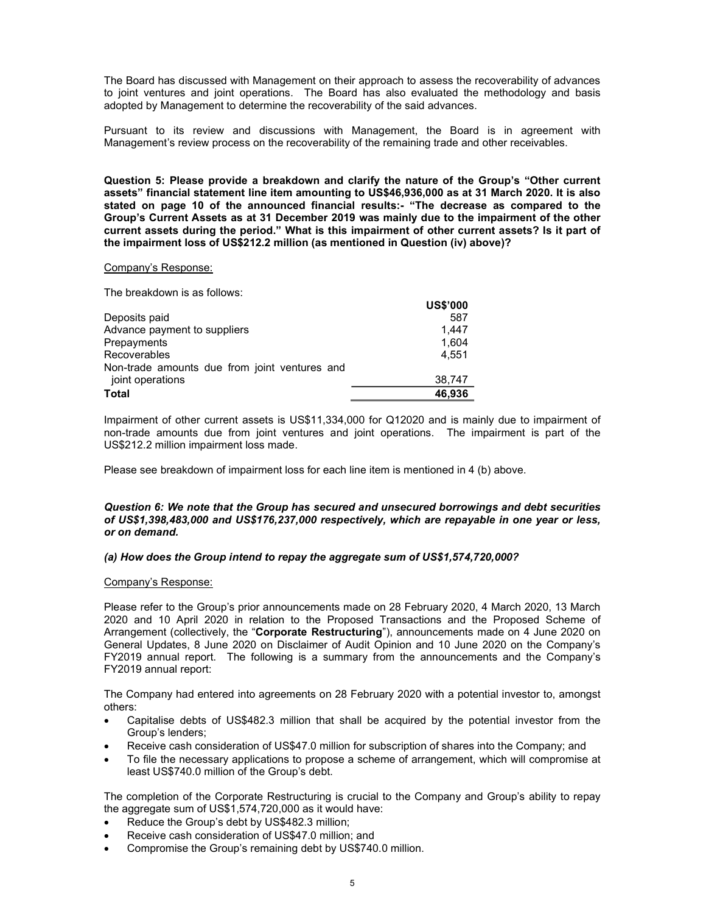The Board has discussed with Management on their approach to assess the recoverability of advances to joint ventures and joint operations. The Board has also evaluated the methodology and basis adopted by Management to determine the recoverability of the said advances.

Pursuant to its review and discussions with Management, the Board is in agreement with Management's review process on the recoverability of the remaining trade and other receivables.

**Question 5: Please provide a breakdown and clarify the nature of the Group's "Other current assets" financial statement line item amounting to US$46,936,000 as at 31 March 2020. It is also stated on page 10 of the announced financial results:- "The decrease as compared to the Group's Current Assets as at 31 December 2019 was mainly due to the impairment of the other current assets during the period." What is this impairment of other current assets? Is it part of the impairment loss of US$212.2 million (as mentioned in Question (iv) above)?**

Company's Response:

The breakdown is as follows:

| | **US$'000** |
|---|---|
| Deposits paid | 587 |
| Advance payment to suppliers | 1,447 |
| Prepayments | 1,604 |
| Recoverables | 4,551 |
| Non-trade amounts due from joint ventures and joint operations | 38,747 |
| **Total** | **46,936** |

Impairment of other current assets is US$11,334,000 for Q12020 and is mainly due to impairment of non-trade amounts due from joint ventures and joint operations. The impairment is part of the US$212.2 million impairment loss made.

Please see breakdown of impairment loss for each line item is mentioned in 4 (b) above.

***Question 6: We note that the Group has secured and unsecured borrowings and debt securities of US$1,398,483,000 and US$176,237,000 respectively, which are repayable in one year or less, or on demand.***

***(a) How does the Group intend to repay the aggregate sum of US$1,574,720,000?***

Company's Response:

Please refer to the Group's prior announcements made on 28 February 2020, 4 March 2020, 13 March 2020 and 10 April 2020 in relation to the Proposed Transactions and the Proposed Scheme of Arrangement (collectively, the "**Corporate Restructuring**"), announcements made on 4 June 2020 on General Updates, 8 June 2020 on Disclaimer of Audit Opinion and 10 June 2020 on the Company's FY2019 annual report. The following is a summary from the announcements and the Company's FY2019 annual report:

The Company had entered into agreements on 28 February 2020 with a potential investor to, amongst others:

- Capitalise debts of US$482.3 million that shall be acquired by the potential investor from the Group's lenders;
- Receive cash consideration of US$47.0 million for subscription of shares into the Company; and
- To file the necessary applications to propose a scheme of arrangement, which will compromise at least US$740.0 million of the Group's debt.

The completion of the Corporate Restructuring is crucial to the Company and Group's ability to repay the aggregate sum of US$1,574,720,000 as it would have:

- Reduce the Group's debt by US$482.3 million;
- Receive cash consideration of US$47.0 million; and
- Compromise the Group's remaining debt by US$740.0 million.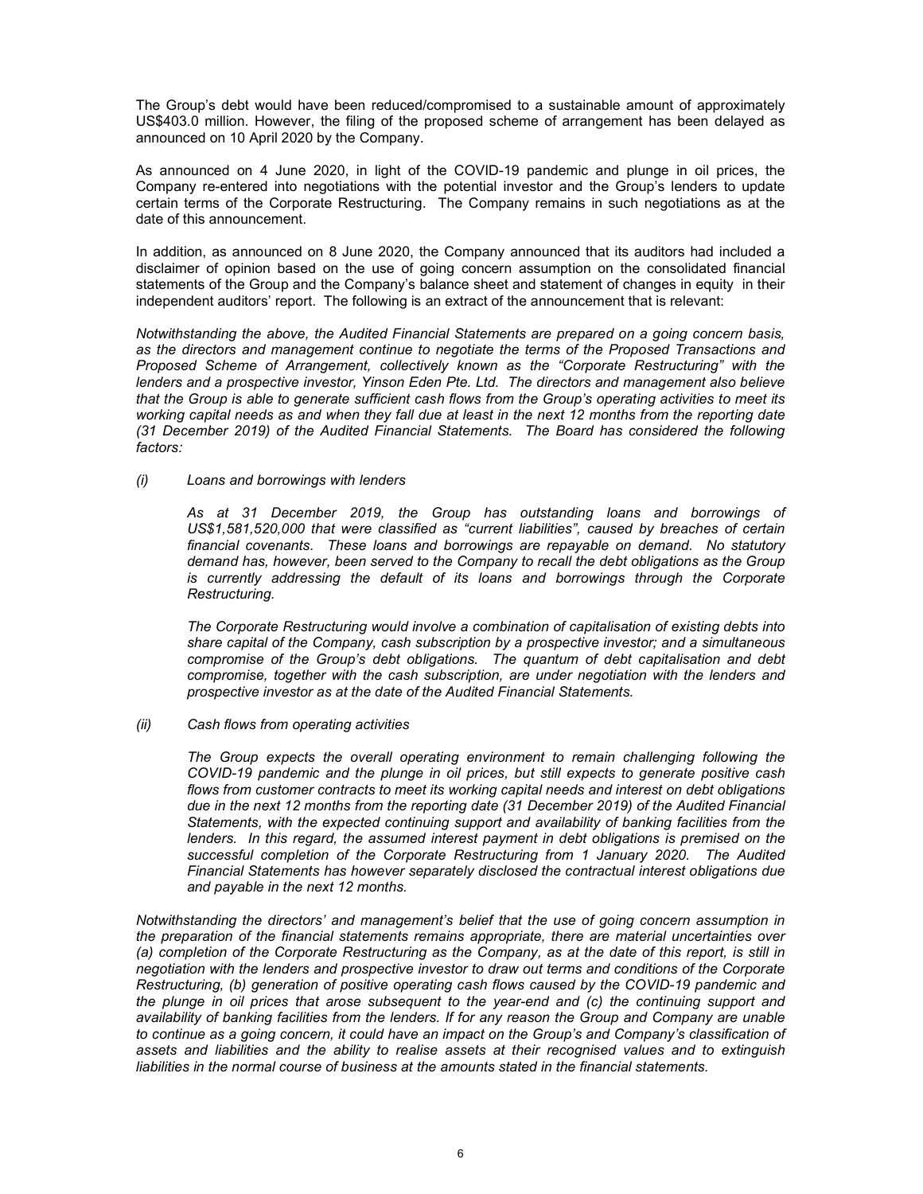The Group's debt would have been reduced/compromised to a sustainable amount of approximately US$403.0 million. However, the filing of the proposed scheme of arrangement has been delayed as announced on 10 April 2020 by the Company.

As announced on 4 June 2020, in light of the COVID-19 pandemic and plunge in oil prices, the Company re-entered into negotiations with the potential investor and the Group's lenders to update certain terms of the Corporate Restructuring. The Company remains in such negotiations as at the date of this announcement.

In addition, as announced on 8 June 2020, the Company announced that its auditors had included a disclaimer of opinion based on the use of going concern assumption on the consolidated financial statements of the Group and the Company's balance sheet and statement of changes in equity in their independent auditors' report. The following is an extract of the announcement that is relevant:

*Notwithstanding the above, the Audited Financial Statements are prepared on a going concern basis, as the directors and management continue to negotiate the terms of the Proposed Transactions and Proposed Scheme of Arrangement, collectively known as the "Corporate Restructuring" with the lenders and a prospective investor, Yinson Eden Pte. Ltd. The directors and management also believe that the Group is able to generate sufficient cash flows from the Group's operating activities to meet its working capital needs as and when they fall due at least in the next 12 months from the reporting date (31 December 2019) of the Audited Financial Statements. The Board has considered the following factors:*

*(i) Loans and borrowings with lenders*

*As at 31 December 2019, the Group has outstanding loans and borrowings of US$1,581,520,000 that were classified as "current liabilities", caused by breaches of certain financial covenants. These loans and borrowings are repayable on demand. No statutory demand has, however, been served to the Company to recall the debt obligations as the Group is currently addressing the default of its loans and borrowings through the Corporate Restructuring.*

*The Corporate Restructuring would involve a combination of capitalisation of existing debts into share capital of the Company, cash subscription by a prospective investor; and a simultaneous compromise of the Group's debt obligations. The quantum of debt capitalisation and debt compromise, together with the cash subscription, are under negotiation with the lenders and prospective investor as at the date of the Audited Financial Statements.*

*(ii) Cash flows from operating activities*

*The Group expects the overall operating environment to remain challenging following the COVID-19 pandemic and the plunge in oil prices, but still expects to generate positive cash flows from customer contracts to meet its working capital needs and interest on debt obligations due in the next 12 months from the reporting date (31 December 2019) of the Audited Financial Statements, with the expected continuing support and availability of banking facilities from the lenders. In this regard, the assumed interest payment in debt obligations is premised on the successful completion of the Corporate Restructuring from 1 January 2020. The Audited Financial Statements has however separately disclosed the contractual interest obligations due and payable in the next 12 months.*

*Notwithstanding the directors' and management's belief that the use of going concern assumption in the preparation of the financial statements remains appropriate, there are material uncertainties over (a) completion of the Corporate Restructuring as the Company, as at the date of this report, is still in negotiation with the lenders and prospective investor to draw out terms and conditions of the Corporate Restructuring, (b) generation of positive operating cash flows caused by the COVID-19 pandemic and the plunge in oil prices that arose subsequent to the year-end and (c) the continuing support and availability of banking facilities from the lenders. If for any reason the Group and Company are unable to continue as a going concern, it could have an impact on the Group's and Company's classification of assets and liabilities and the ability to realise assets at their recognised values and to extinguish liabilities in the normal course of business at the amounts stated in the financial statements.*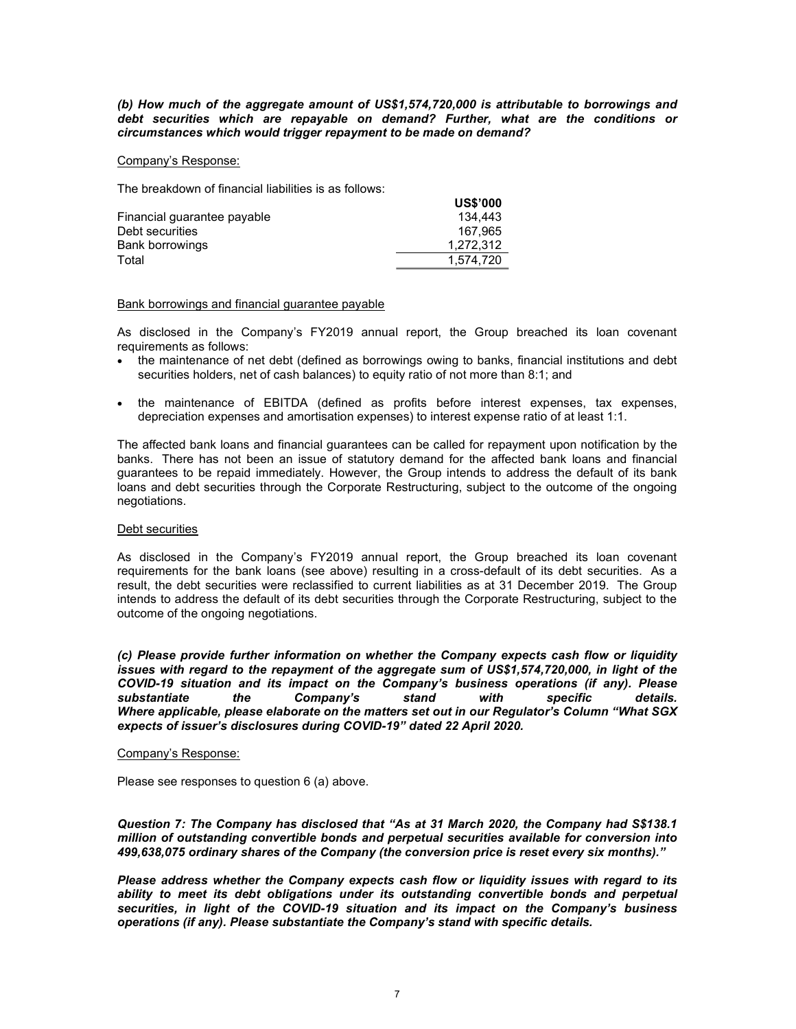***(b) How much of the aggregate amount of US$1,574,720,000 is attributable to borrowings and debt securities which are repayable on demand? Further, what are the conditions or circumstances which would trigger repayment to be made on demand?***

Company's Response:

The breakdown of financial liabilities is as follows:

| | **US$'000** |
|---|---|
| Financial guarantee payable | 134,443 |
| Debt securities | 167,965 |
| Bank borrowings | 1,272,312 |
| Total | 1,574,720 |

Bank borrowings and financial guarantee payable

As disclosed in the Company's FY2019 annual report, the Group breached its loan covenant requirements as follows:

- the maintenance of net debt (defined as borrowings owing to banks, financial institutions and debt securities holders, net of cash balances) to equity ratio of not more than 8:1; and
- the maintenance of EBITDA (defined as profits before interest expenses, tax expenses, depreciation expenses and amortisation expenses) to interest expense ratio of at least 1:1.

The affected bank loans and financial guarantees can be called for repayment upon notification by the banks. There has not been an issue of statutory demand for the affected bank loans and financial guarantees to be repaid immediately. However, the Group intends to address the default of its bank loans and debt securities through the Corporate Restructuring, subject to the outcome of the ongoing negotiations.

Debt securities

As disclosed in the Company's FY2019 annual report, the Group breached its loan covenant requirements for the bank loans (see above) resulting in a cross-default of its debt securities. As a result, the debt securities were reclassified to current liabilities as at 31 December 2019. The Group intends to address the default of its debt securities through the Corporate Restructuring, subject to the outcome of the ongoing negotiations.

***(c) Please provide further information on whether the Company expects cash flow or liquidity issues with regard to the repayment of the aggregate sum of US$1,574,720,000, in light of the COVID-19 situation and its impact on the Company's business operations (if any). Please substantiate the Company's stand with specific details. Where applicable, please elaborate on the matters set out in our Regulator's Column "What SGX expects of issuer's disclosures during COVID-19" dated 22 April 2020.***

Company's Response:

Please see responses to question 6 (a) above.

***Question 7: The Company has disclosed that "As at 31 March 2020, the Company had S$138.1 million of outstanding convertible bonds and perpetual securities available for conversion into 499,638,075 ordinary shares of the Company (the conversion price is reset every six months)."***

***Please address whether the Company expects cash flow or liquidity issues with regard to its ability to meet its debt obligations under its outstanding convertible bonds and perpetual securities, in light of the COVID-19 situation and its impact on the Company's business operations (if any). Please substantiate the Company's stand with specific details.***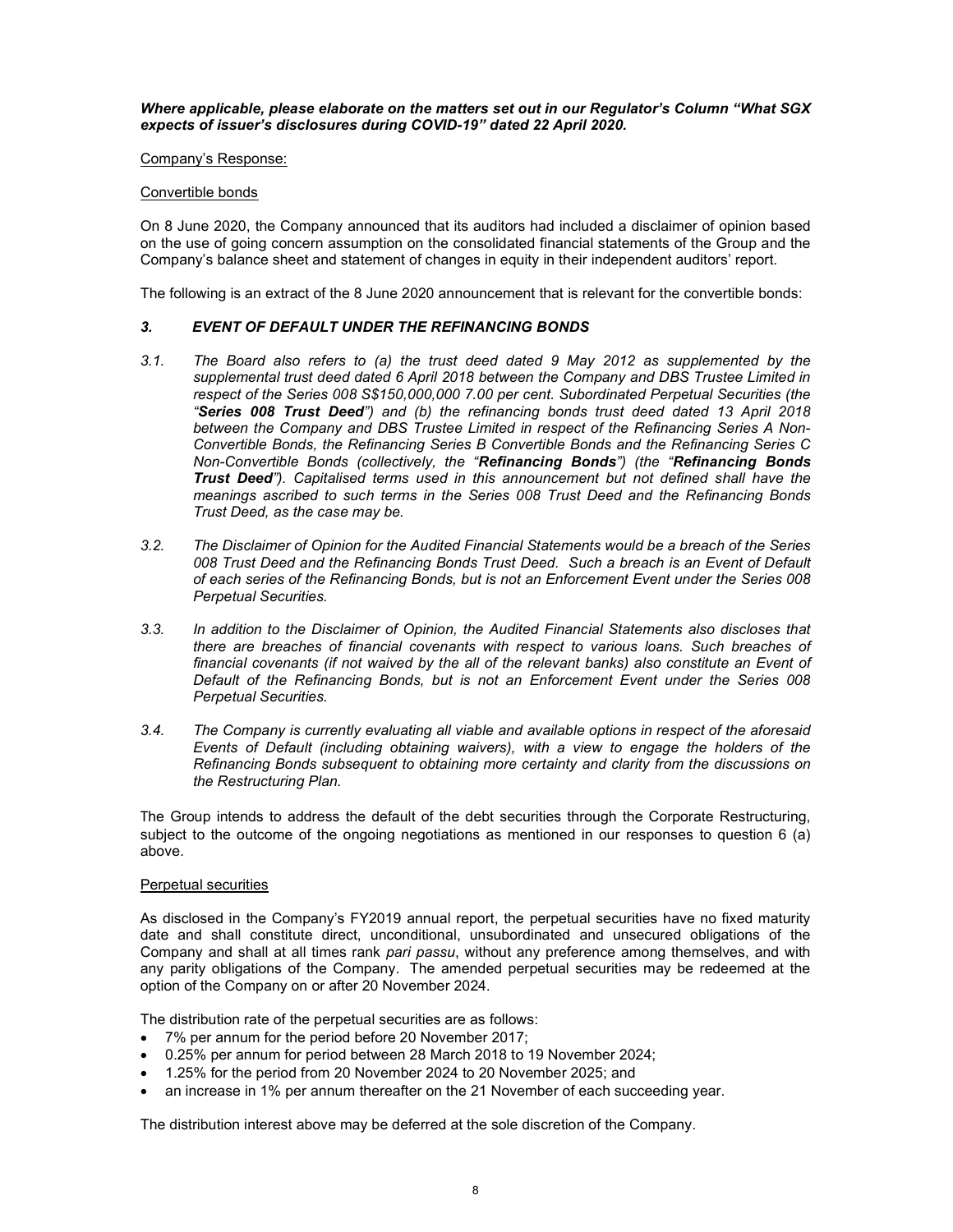***Where applicable, please elaborate on the matters set out in our Regulator's Column "What SGX expects of issuer's disclosures during COVID-19" dated 22 April 2020.***

Company's Response:

Convertible bonds

On 8 June 2020, the Company announced that its auditors had included a disclaimer of opinion based on the use of going concern assumption on the consolidated financial statements of the Group and the Company's balance sheet and statement of changes in equity in their independent auditors' report.

The following is an extract of the 8 June 2020 announcement that is relevant for the convertible bonds:

***3. EVENT OF DEFAULT UNDER THE REFINANCING BONDS***

*3.1. The Board also refers to (a) the trust deed dated 9 May 2012 as supplemented by the supplemental trust deed dated 6 April 2018 between the Company and DBS Trustee Limited in respect of the Series 008 S$150,000,000 7.00 per cent. Subordinated Perpetual Securities (the "**Series 008 Trust Deed**") and (b) the refinancing bonds trust deed dated 13 April 2018 between the Company and DBS Trustee Limited in respect of the Refinancing Series A Non-Convertible Bonds, the Refinancing Series B Convertible Bonds and the Refinancing Series C Non-Convertible Bonds (collectively, the "**Refinancing Bonds**") (the "**Refinancing Bonds Trust Deed**"). Capitalised terms used in this announcement but not defined shall have the meanings ascribed to such terms in the Series 008 Trust Deed and the Refinancing Bonds Trust Deed, as the case may be.*

*3.2. The Disclaimer of Opinion for the Audited Financial Statements would be a breach of the Series 008 Trust Deed and the Refinancing Bonds Trust Deed. Such a breach is an Event of Default of each series of the Refinancing Bonds, but is not an Enforcement Event under the Series 008 Perpetual Securities.*

*3.3. In addition to the Disclaimer of Opinion, the Audited Financial Statements also discloses that there are breaches of financial covenants with respect to various loans. Such breaches of financial covenants (if not waived by the all of the relevant banks) also constitute an Event of Default of the Refinancing Bonds, but is not an Enforcement Event under the Series 008 Perpetual Securities.*

*3.4. The Company is currently evaluating all viable and available options in respect of the aforesaid Events of Default (including obtaining waivers), with a view to engage the holders of the Refinancing Bonds subsequent to obtaining more certainty and clarity from the discussions on the Restructuring Plan.*

The Group intends to address the default of the debt securities through the Corporate Restructuring, subject to the outcome of the ongoing negotiations as mentioned in our responses to question 6 (a) above.

Perpetual securities

As disclosed in the Company's FY2019 annual report, the perpetual securities have no fixed maturity date and shall constitute direct, unconditional, unsubordinated and unsecured obligations of the Company and shall at all times rank *pari passu*, without any preference among themselves, and with any parity obligations of the Company. The amended perpetual securities may be redeemed at the option of the Company on or after 20 November 2024.

The distribution rate of the perpetual securities are as follows:

- 7% per annum for the period before 20 November 2017;
- 0.25% per annum for period between 28 March 2018 to 19 November 2024;
- 1.25% for the period from 20 November 2024 to 20 November 2025; and
- an increase in 1% per annum thereafter on the 21 November of each succeeding year.

The distribution interest above may be deferred at the sole discretion of the Company.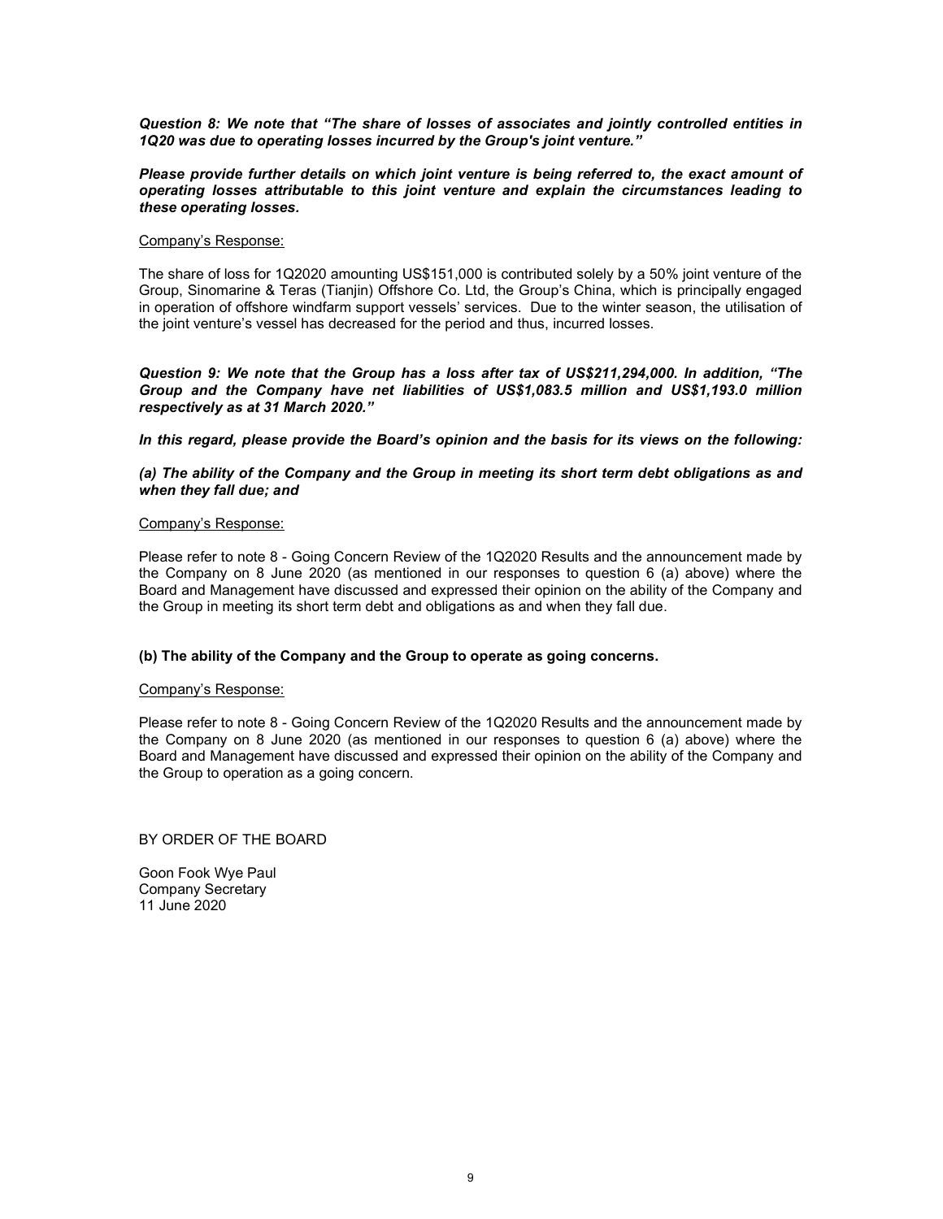***Question 8: We note that "The share of losses of associates and jointly controlled entities in 1Q20 was due to operating losses incurred by the Group's joint venture."***

***Please provide further details on which joint venture is being referred to, the exact amount of operating losses attributable to this joint venture and explain the circumstances leading to these operating losses.***

Company's Response:

The share of loss for 1Q2020 amounting US$151,000 is contributed solely by a 50% joint venture of the Group, Sinomarine & Teras (Tianjin) Offshore Co. Ltd, the Group's China, which is principally engaged in operation of offshore windfarm support vessels' services. Due to the winter season, the utilisation of the joint venture's vessel has decreased for the period and thus, incurred losses.

***Question 9: We note that the Group has a loss after tax of US$211,294,000. In addition, "The Group and the Company have net liabilities of US$1,083.5 million and US$1,193.0 million respectively as at 31 March 2020."***

***In this regard, please provide the Board's opinion and the basis for its views on the following:***

***(a) The ability of the Company and the Group in meeting its short term debt obligations as and when they fall due; and***

Company's Response:

Please refer to note 8 - Going Concern Review of the 1Q2020 Results and the announcement made by the Company on 8 June 2020 (as mentioned in our responses to question 6 (a) above) where the Board and Management have discussed and expressed their opinion on the ability of the Company and the Group in meeting its short term debt and obligations as and when they fall due.

**(b) The ability of the Company and the Group to operate as going concerns.**

Company's Response:

Please refer to note 8 - Going Concern Review of the 1Q2020 Results and the announcement made by the Company on 8 June 2020 (as mentioned in our responses to question 6 (a) above) where the Board and Management have discussed and expressed their opinion on the ability of the Company and the Group to operation as a going concern.

BY ORDER OF THE BOARD

Goon Fook Wye Paul
Company Secretary
11 June 2020